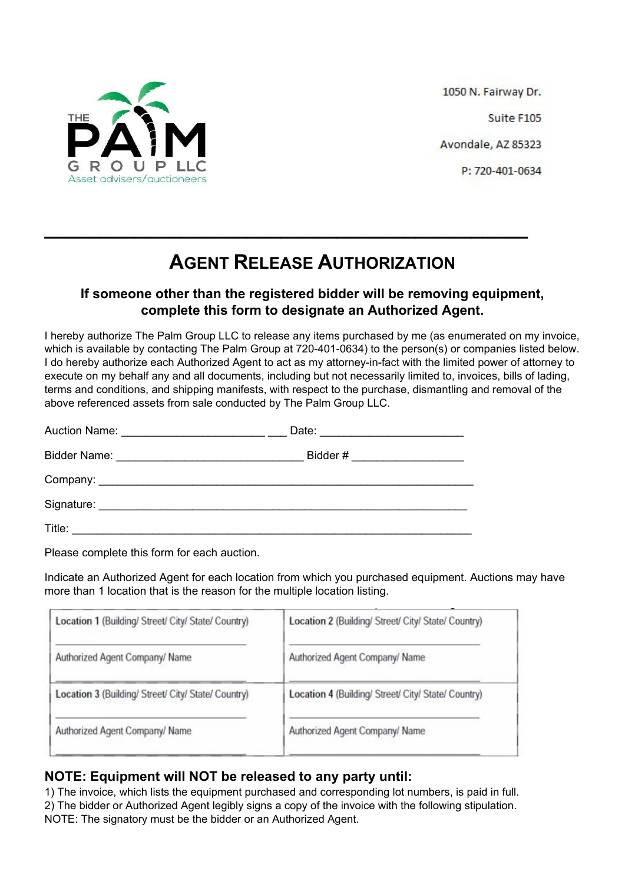THE PALM GROUP LLC
Asset advisers/auctioneers

1050 N. Fairway Dr.

Suite F105

Avondale, AZ 85323

P: 720-401-0634

# AGENT RELEASE AUTHORIZATION

### If someone other than the registered bidder will be removing equipment, complete this form to designate an Authorized Agent.

I hereby authorize The Palm Group LLC to release any items purchased by me (as enumerated on my invoice, which is available by contacting The Palm Group at 720-401-0634) to the person(s) or companies listed below. I do hereby authorize each Authorized Agent to act as my attorney-in-fact with the limited power of attorney to execute on my behalf any and all documents, including but not necessarily limited to, invoices, bills of lading, terms and conditions, and shipping manifests, with respect to the purchase, dismantling and removal of the above referenced assets from sale conducted by The Palm Group LLC.

Auction Name: _______________________ ___ Date: _______________________

Bidder Name: ______________________________ Bidder # __________________

Company: _____________________________________________________________

Signature: ____________________________________________________________

Title: ________________________________________________________________

Please complete this form for each auction.

Indicate an Authorized Agent for each location from which you purchased equipment. Auctions may have more than 1 location that is the reason for the multiple location listing.

| | |
|---|---|
| **Location 1** (Building/ Street/ City/ State/ Country)<br>________________________________<br>Authorized Agent Company/ Name<br>________________________________ | **Location 2** (Building/ Street/ City/ State/ Country)<br>________________________________<br>Authorized Agent Company/ Name<br>________________________________ |
| **Location 3** (Building/ Street/ City/ State/ Country)<br>________________________________<br>Authorized Agent Company/ Name<br>________________________________ | **Location 4** (Building/ Street/ City/ State/ Country)<br>________________________________<br>Authorized Agent Company/ Name<br>________________________________ |

## NOTE: Equipment will NOT be released to any party until:

1) The invoice, which lists the equipment purchased and corresponding lot numbers, is paid in full.
2) The bidder or Authorized Agent legibly signs a copy of the invoice with the following stipulation.

NOTE: The signatory must be the bidder or an Authorized Agent.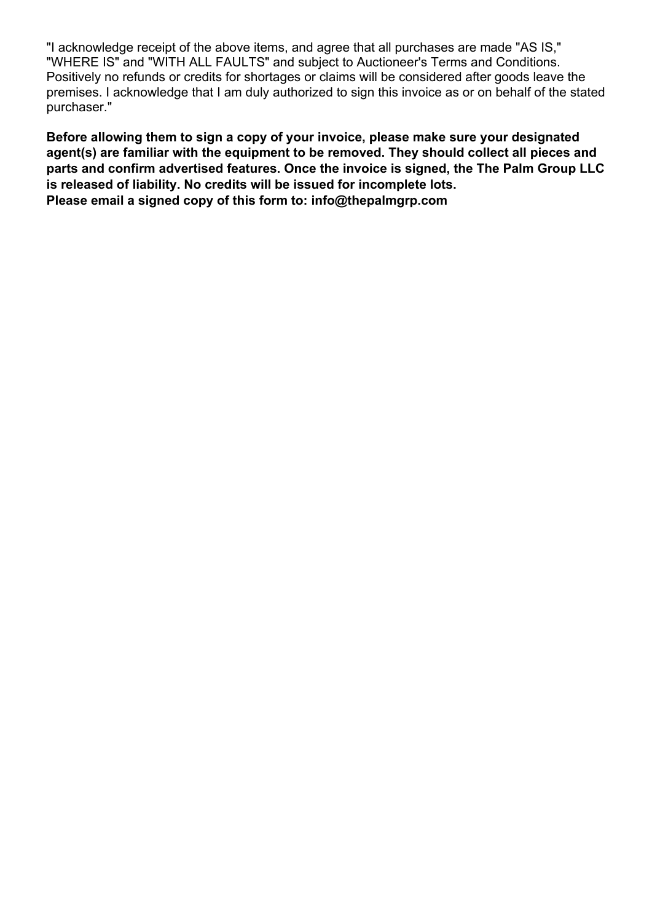"I acknowledge receipt of the above items, and agree that all purchases are made "AS IS," "WHERE IS" and "WITH ALL FAULTS" and subject to Auctioneer's Terms and Conditions. Positively no refunds or credits for shortages or claims will be considered after goods leave the premises. I acknowledge that I am duly authorized to sign this invoice as or on behalf of the stated purchaser."

**Before allowing them to sign a copy of your invoice, please make sure your designated agent(s) are familiar with the equipment to be removed. They should collect all pieces and parts and confirm advertised features. Once the invoice is signed, the The Palm Group LLC is released of liability. No credits will be issued for incomplete lots.**
**Please email a signed copy of this form to: info@thepalmgrp.com**